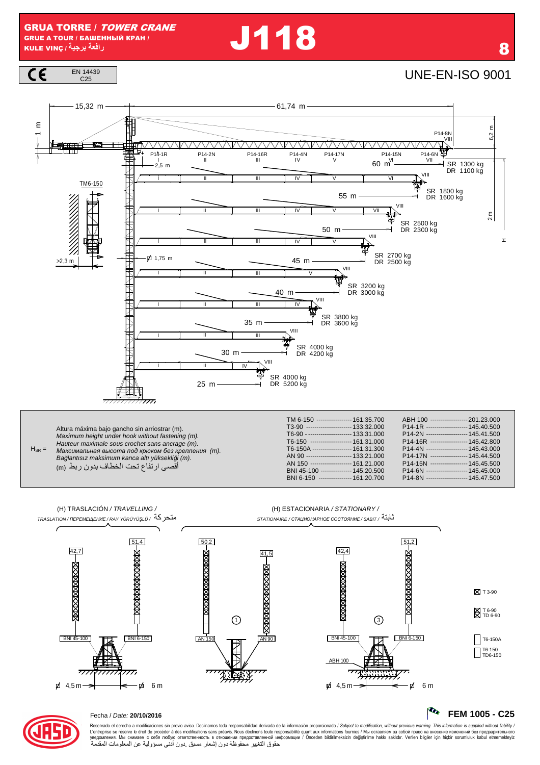# GRUA TORRE / *TOWER CRANE*

GRUE A TOUR / БАШЕННЫЙ КРАН /
KULE VINÇ / رافعة برجية

# J118

8

CE — EN 14439 C25

UNE-EN-ISO 9001

15,32 m — 61,74 m

1 m — 6,2 m — 2 m — H

P14-1R I, P14-2N II, P14-16R III, P14-4N IV, P14-17N V, P14-15N VI, P14-6N VII, P14-8N VIII

2,5 m

TM6-150

>2,3 m — ⌀ 1,75 m

| Radio | SR | DR |
|---|---|---|
| 60 m | 1300 kg | 1100 kg |
| 55 m | 1800 kg | 1600 kg |
| 50 m | 2500 kg | 2300 kg |
| 45 m | 2700 kg | 2500 kg |
| 40 m | 3200 kg | 3000 kg |
| 35 m | 3800 kg | 3600 kg |
| 30 m | 4000 kg | 4200 kg |
| 25 m | 4000 kg | 5200 kg |

$H_{SR}$ =

Altura máxima bajo gancho sin arriostrar (m).
*Maximum height under hook without fastening (m).*
*Hauteur maximale sous crochet sans ancrage (m).*
*Максимальная высота под крюком без крепления (m).*
*Bağlantısız maksimum kanca altı yüksekliği (m).*
أقصى ارتفاع تحت الخطاف بدون ربط (m)

| Código | Ref. | Código | Ref. |
|---|---|---|---|
| TM 6-150 | 161.35.700 | ABH 100 | 201.23.000 |
| T3-90 | 133.32.000 | P14-1R | 145.40.500 |
| T6-90 | 133.31.000 | P14-2N | 145.41.500 |
| T6-150 | 161.31.000 | P14-16R | 145.42.800 |
| T6-150A | 161.31.300 | P14-4N | 145.43.000 |
| AN 90 | 133.21.000 | P14-17N | 145.44.500 |
| AN 150 | 161.21.000 | P14-15N | 145.45.500 |
| BNI 45-100 | 145.20.500 | P14-6N | 145.45.000 |
| BNI 6-150 | 161.20.700 | P14-8N | 145.47.500 |

(H) TRASLACIÓN / *TRAVELLING* / *TRASLATION / ПЕРЕМЕЩЕНИЕ / RAY YÜRÜYÜŞLÜ* / متحركة

- 42,7 — BNI 45-100 — ⌀ 4,5 m
- 51,4 — BNI 6-150 — ⌀ 6 m

(H) ESTACIONARIA / *STATIONARY* / *STATIONAIRE / СТАЦИОНАРНОЕ СОСТОЯНИЕ / SABIT* / ثابتة

- 50,2 — AN 150 — ①
- 41,5 — AN 90
- 42,4 — BNI 45-100 — ③ — ABH 100 — ⌀ 4,5 m
- 51,2 — BNI 6-150 — ⌀ 6 m

Leyenda: T 3-90; T 6-90 / TD 6-90; T6-150A; T6-150 / TD6-150

Fecha / *Date:* **20/10/2016**

**FEM 1005 - C25**

Reservado el derecho a modificaciones sin previo aviso. Declinamos toda responsabilidad derivada de la información proporcionada / *Subject to modification, without previous warning. This information is supplied without liability /* L'entreprise se réserve le droit de procéder à des modifications sans préavis. Nous déclinons toute responsabilité quant aux informations fournies / Мы оставляем за собой право на внесение изменений без предварительного уведомления. Мы снимаем с себя любую ответственность в отношении предоставленной информации / Önceden bildirilmeksizin değiştirilme hakkı saklıdır. Verilen bilgiler için hiçbir sorumluluk kabul etmemekteyiz
حقوق التغيير محفوظة دون إشعار مسبق .دون أدنى مسؤولية عن المعلومات المقدمة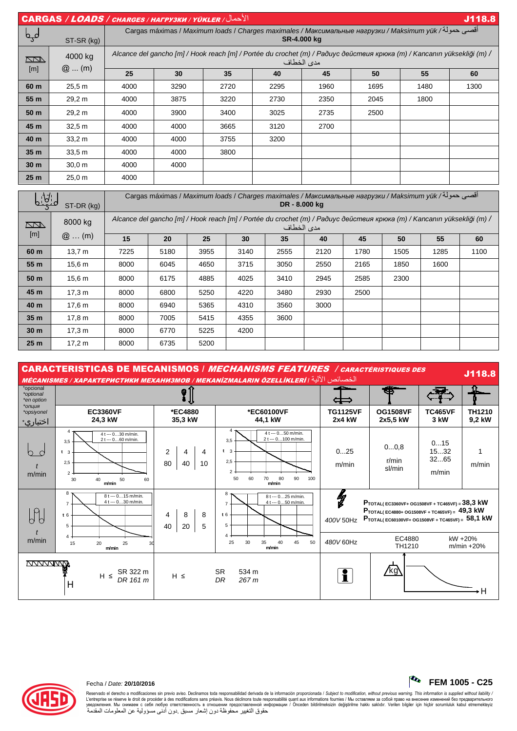## CARGAS / *LOADS* / *CHARGES / НАГРУЗКИ / YÜKLER* / الأحمال — J118.8

| ST-SR (kg) | | Cargas máximas / *Maximum loads* / *Charges maximales* / *Максимальные нагрузки* / *Maksimum yük* / أقصى حمولة **SR-4.000 kg** | | | | | | | |
|---|---|---|---|---|---|---|---|---|---|
| [m] | 4000 kg @ … (m) | *Alcance del gancho [m] / Hook reach [m] / Portée du crochet (m) / Радиус действия крюка (m) / Kancanın yüksekliği (m) /* مدى الخطاف | | | | | | | |
| | | **25** | **30** | **35** | **40** | **45** | **50** | **55** | **60** |
| **60 m** | 25,5 m | 4000 | 3290 | 2720 | 2295 | 1960 | 1695 | 1480 | 1300 |
| **55 m** | 29,2 m | 4000 | 3875 | 3220 | 2730 | 2350 | 2045 | 1800 | |
| **50 m** | 29,2 m | 4000 | 3900 | 3400 | 3025 | 2735 | 2500 | | |
| **45 m** | 32,5 m | 4000 | 4000 | 3665 | 3120 | 2700 | | | |
| **40 m** | 33,2 m | 4000 | 4000 | 3755 | 3200 | | | | |
| **35 m** | 33,5 m | 4000 | 4000 | 3800 | | | | | |
| **30 m** | 30,0 m | 4000 | 4000 | | | | | | |
| **25 m** | 25,0 m | 4000 | | | | | | | |

| ST-DR (kg) | | Cargas máximas / *Maximum loads* / *Charges maximales* / *Максимальные нагрузки* / *Maksimum yük* / أقصى حمولة **DR - 8.000 kg** | | | | | | | | | |
|---|---|---|---|---|---|---|---|---|---|---|---|
| [m] | 8000 kg @ … (m) | *Alcance del gancho [m] / Hook reach [m] / Portée du crochet (m) / Радиус действия крюка (m) / Kancanın yüksekliği (m) /* مدى الخطاف | | | | | | | | | |
| | | **15** | **20** | **25** | **30** | **35** | **40** | **45** | **50** | **55** | **60** |
| **60 m** | 13,7 m | 7225 | 5180 | 3955 | 3140 | 2555 | 2120 | 1780 | 1505 | 1285 | 1100 |
| **55 m** | 15,6 m | 8000 | 6045 | 4650 | 3715 | 3050 | 2550 | 2165 | 1850 | 1600 | |
| **50 m** | 15,6 m | 8000 | 6175 | 4885 | 4025 | 3410 | 2945 | 2585 | 2300 | | |
| **45 m** | 17,3 m | 8000 | 6800 | 5250 | 4220 | 3480 | 2930 | 2500 | | | |
| **40 m** | 17,6 m | 8000 | 6940 | 5365 | 4310 | 3560 | 3000 | | | | |
| **35 m** | 17,8 m | 8000 | 7005 | 5415 | 4355 | 3600 | | | | | |
| **30 m** | 17,3 m | 8000 | 6770 | 5225 | 4200 | | | | | | |
| **25 m** | 17,2 m | 8000 | 6735 | 5200 | | | | | | | |

## CARACTERISTICAS DE MECANISMOS / *MECHANISMS FEATURES* / *CARACTÉRISTIQUES DES MÉCANISMES / ХАРАКТЕРИСТИКИ МЕХАНИЗМОВ / MEKANİZMALARIN ÖZELLİKLERİ* / الخصائص الآلية — J118.8

| *opcional *optional *en option *опция *opsiyonel اختياري* | EC3360VF 24,3 kW | *EC4880 35,3 kW | *EC60100VF 44,1 kW | TG1125VF 2x4 kW | OG1508VF 2x5,5 kW | TC465VF 3 kW | TH1210 9,2 kW |
|---|---|---|---|---|---|---|---|
| t / m/min (SR) | 4 t --- 0…30 m/min.; 2 t --- 0…60 m/min. | 2 / 80; 4 / 40; 4 / 10 | 4 t --- 0…50 m/min.; 2 t --- 0…100 m/min. | 0…25 m/min | 0…0,8 r/min sl/min | 0…15; 15…32; 32…65 m/min | 1 m/min |
| t / m/min (DR) | 8 t --- 0…15 m/min.; 4 t --- 0…30 m/min. | 4 / 40; 8 / 20; 8 / 5 | 8 t --- 0…25 m/min.; 4 t --- 0…50 m/min. | 400V 50Hz | $P_{TOTAL(EC3360VF+OG1508VF+TC465VF)}$ = 38,3 kW; $P_{TOTAL(EC4880+OG1508VF+TC465VF)}$ = 49,3 kW; $P_{TOTAL(EC60100VF+OG1508VF+TC465VF)}$ = 58,1 kW | | |
| | | | | 480V 60Hz | EC4880 TH1210 | kW +20% m/min +20% | |
| H | H ≤ SR 322 m, *DR 161 m* | H ≤ | SR 534 m, *DR 267 m* | | kg — H | | |

Fecha / *Date:* **20/10/2016**

**FEM 1005 - C25**

Reservado el derecho a modificaciones sin previo aviso. Declinamos toda responsabilidad derivada de la información proporcionada / *Subject to modification, without previous warning. This information is supplied without liability* / L'entreprise se réserve le droit de procéder à des modifications sans préavis. Nous déclinons toute responsabilité quant aux informations fournies / Мы оставляем за собой право на внесение изменений без предварительного уведомления. Мы снимаем с себя любую ответственность в отношении предоставленной информации / Önceden bildirilmeksizin değiştirilme hakkı saklıdır. Verilen bilgiler için hiçbir sorumluluk kabul etmemekteyiz حقوق التغيير محفوظة دون إشعار مسبق .دون أدنى مسؤولية عن المعلومات المقدمة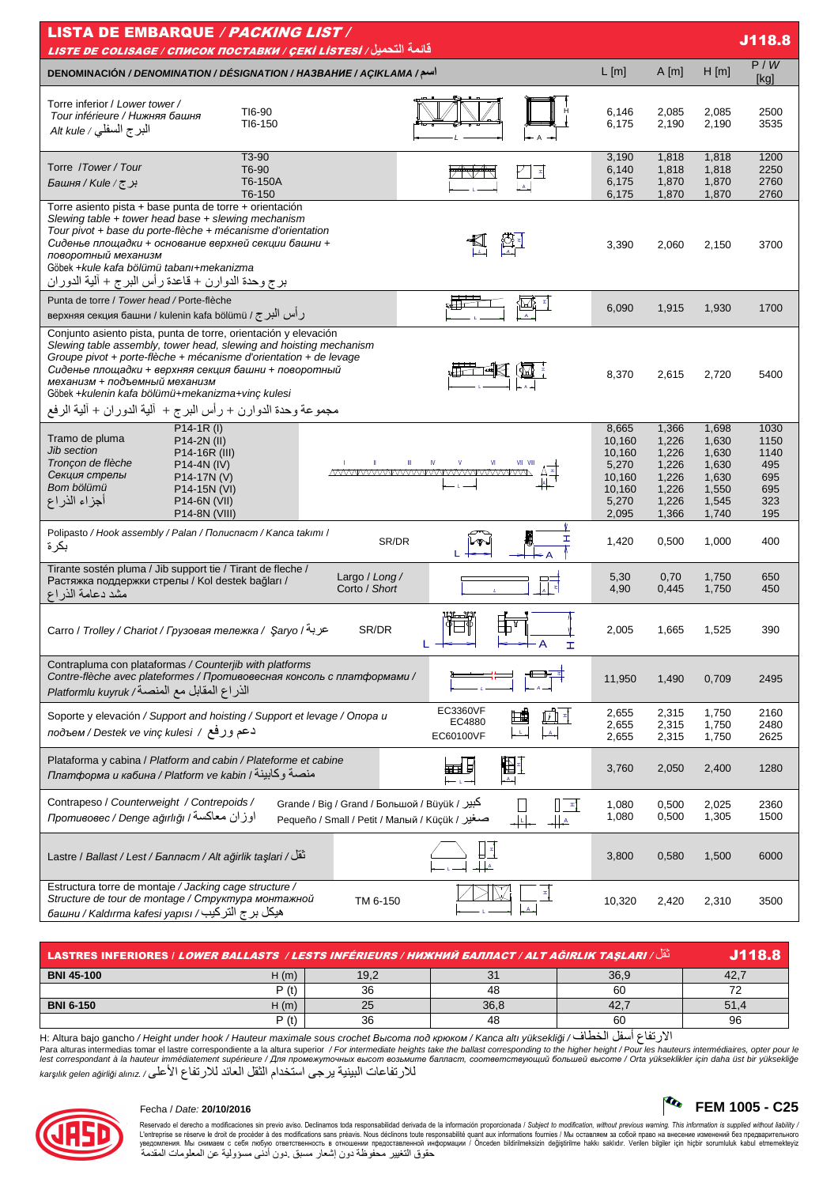# LISTA DE EMBARQUE / *PACKING LIST* / *LISTE DE COLISAGE / СПИСОК ПОСТАВКИ / ÇEKİ LİSTESİ / قائمة التحميل*

**J118.8**

| DENOMINACIÓN / *DENOMINATION / DÉSIGNATION / НАЗВАНИЕ / AÇIKLAMA / اسم* | | L [m] | A [m] | H [m] | P / W [kg] |
|---|---|---|---|---|---|
| Torre inferior / *Lower tower / Tour inférieure / Нижняя башня / Alt kule / البرج السفلي* | TI6-90<br>TI6-150 | 6,146<br>6,175 | 2,085<br>2,190 | 2,085<br>2,190 | 2500<br>3535 |
| Torre /*Tower / Tour / Башня / Kule / برج* | T3-90<br>T6-90<br>T6-150A<br>T6-150 | 3,190<br>6,140<br>6,175<br>6,175 | 1,818<br>1,818<br>1,870<br>1,870 | 1,818<br>1,818<br>1,870<br>1,870 | 1200<br>2250<br>2760<br>2760 |
| Torre asiento pista + base punta de torre + orientación<br>*Slewing table + tower head base + slewing mechanism*<br>*Tour pivot + base du porte-flèche + mécanisme d'orientation*<br>*Сиденье площадки + основание верхней секции башни + поворотный механизм*<br>Göbek +*kule kafa bölümü tabanı+mekanizma*<br>برج وحدة الدوران + قاعدة رأس البرج + آلية الدوران | | 3,390 | 2,060 | 2,150 | 3700 |
| Punta de torre / *Tower head / Porte-flèche*<br>верхняя секция башни / kulenin kafa bölümü / رأس البرج | | 6,090 | 1,915 | 1,930 | 1700 |
| Conjunto asiento pista, punta de torre, orientación y elevación<br>*Slewing table assembly, tower head, slewing and hoisting mechanism*<br>*Groupe pivot + porte-flèche + mécanisme d'orientation + de levage*<br>*Сиденье площадки + верхняя секция башни + поворотный механизм + подъемный механизм*<br>Göbek +*kulenin kafa bölümü+mekanizma+vinç kulesi*<br>مجموعة وحدة الدوران + رأس البرج + آلية الدوران + آلية الرفع | | 8,370 | 2,615 | 2,720 | 5400 |
| Tramo de pluma<br>*Jib section*<br>*Tronçon de flèche*<br>*Секция стрелы*<br>*Bom bölümü*<br>أجزاء الذراع | P14-1R (I)<br>P14-2N (II)<br>P14-16R (III)<br>P14-4N (IV)<br>P14-17N (V)<br>P14-15N (VI)<br>P14-6N (VII)<br>P14-8N (VIII) | 8,665<br>10,160<br>10,160<br>5,270<br>10,160<br>10,160<br>5,270<br>2,095 | 1,366<br>1,226<br>1,226<br>1,226<br>1,226<br>1,226<br>1,226<br>1,366 | 1,698<br>1,630<br>1,630<br>1,630<br>1,630<br>1,550<br>1,545<br>1,740 | 1030<br>1150<br>1140<br>495<br>695<br>695<br>323<br>195 |
| Polipasto / *Hook assembly / Palan / Полиспаст / Kanca takımı /* بكرة | SR/DR | 1,420 | 0,500 | 1,000 | 400 |
| Tirante sostén pluma / *Jib support tie / Tirant de fleche /* Растяжка поддержки стрелы / Kol destek bağları / مشد دعامة الذراع | Largo / *Long /*<br>Corto / *Short* | 5,30<br>4,90 | 0,70<br>0,445 | 1,750<br>1,750 | 650<br>450 |
| Carro / *Trolley / Chariot / Грузовая тележка / Şaryo /* عربة | SR/DR | 2,005 | 1,665 | 1,525 | 390 |
| Contrapluma con plataformas / *Counterjib with platforms*<br>*Contre-flèche avec plateformes / Противовесная консоль с платформами / Platformlu kuyruk /* الذراع المقابل مع المنصة | | 11,950 | 1,490 | 0,709 | 2495 |
| Soporte y elevación / *Support and hoisting / Support et levage / Опора и подъем / Destek ve vinç kulesi /* دعم ورفع | EC3360VF<br>EC4880<br>EC60100VF | 2,655<br>2,655<br>2,655 | 2,315<br>2,315<br>2,315 | 1,750<br>1,750<br>1,750 | 2160<br>2480<br>2625 |
| Plataforma y cabina / *Platform and cabin / Plateforme et cabine*<br>*Платформа и кабина / Platform ve kabin /* منصة وكابينة | | 3,760 | 2,050 | 2,400 | 1280 |
| Contrapeso / *Counterweight / Contrepoids / Противовес / Denge ağırlığı /* اوزان معاكسة | Grande / Big / Grand / Большой / Büyük / كبير<br>Pequeño / Small / Petit / Малый / Küçük / صغير | 1,080<br>1,080 | 0,500<br>0,500 | 2,025<br>1,305 | 2360<br>1500 |
| Lastre / *Ballast / Lest / Балласт / Alt ağirlik taşlari /* ثقل | | 3,800 | 0,580 | 1,500 | 6000 |
| Estructura torre de montaje / *Jacking cage structure / Structure de tour de montage / Структура монтажной башни / Kaldırma kafesi yapısı /* هيكل برج التركيب | TM 6-150 | 10,320 | 2,420 | 2,310 | 3500 |

## LASTRES INFERIORES / *LOWER BALLASTS / LESTS INFÉRIEURS / НИЖНИЙ БАЛЛАСТ / ALT AĞIRLIK TAŞLARI /* ثقل — J118.8

| | | | | | |
|---|---|---|---|---|---|
| **BNI 45-100** | H (m) | 19,2 | 31 | 36,9 | 42,7 |
| | P (t) | 36 | 48 | 60 | 72 |
| **BNI 6-150** | H (m) | 25 | 36,8 | 42,7 | 51,4 |
| | P (t) | 36 | 48 | 60 | 96 |

H: Altura bajo gancho / *Height under hook / Hauteur maximale sous crochet Высота под крюком / Kanca altı yüksekliği /* الارتفاع أسفل الخطاف

Para alturas intermedias tomar el lastre correspondiente a la altura superior / *For intermediate heights take the ballast corresponding to the higher height / Pour les hauteurs intermédiaires, opter pour le lest correspondant à la hauteur immédiatement supérieure / Для промежуточных высот возьмите балласт, соответствующий большей высоте / Orta yükseklikler için daha üst bir yüksekliğe karşılık gelen ağirliği alınız. /* للارتفاعات البينية يرجى استخدام الثقل العائد للارتفاع الأعلى

Fecha / *Date:* **20/10/2016**

**FEM 1005 - C25**

Reservado el derecho a modificaciones sin previo aviso. Declinamos toda responsabilidad derivada de la información proporcionada / *Subject to modification, without previous warning. This information is supplied without liability /* L'entreprise se réserve le droit de procéder à des modifications sans préavis. Nous déclinons toute responsabilité quant aux informations fournies / Мы оставляем за собой право на внесение изменений без предварительного уведомления. Мы снимаем с себя любую ответственность в отношении предоставленной информации / Önceden bildirilmeksizin değiştirilme hakkı saklıdır. Verilen bilgiler için hiçbir sorumluluk kabul etmemekteyiz
حقوق التغيير محفوظة دون إشعار مسبق .دون أدنى مسؤولية عن المعلومات المقدمة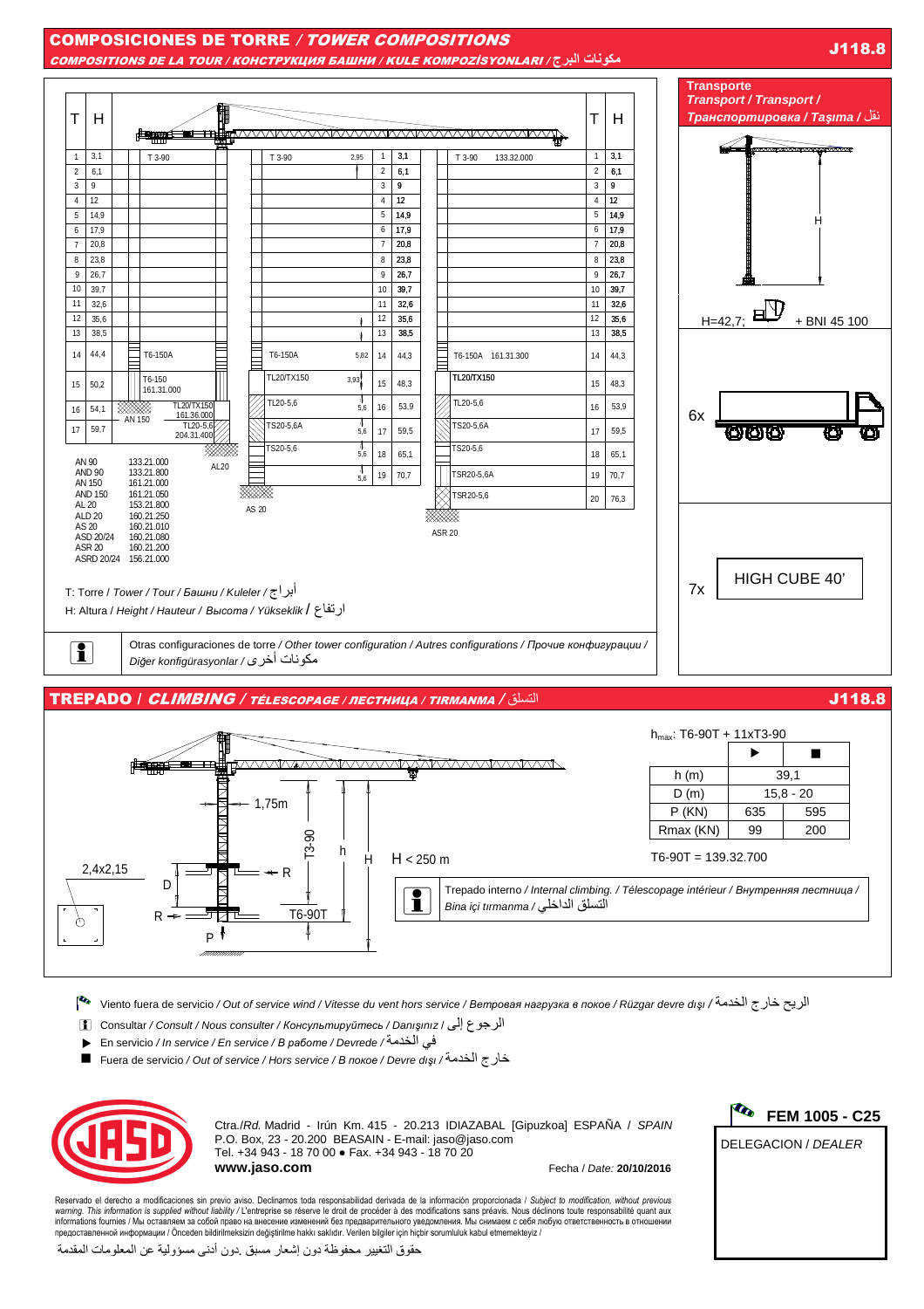# COMPOSICIONES DE TORRE / *TOWER COMPOSITIONS*

*COMPOSITIONS DE LA TOUR / КОНСТРУКЦИЯ БАШНИ / KULE KOMPOZİSYONLARI / مكونات البرج*

J118.8

| T | H |
|---|---|
| 1 | 3,1 |
| 2 | 6,1 |
| 3 | 9 |
| 4 | 12 |
| 5 | 14,9 |
| 6 | 17,9 |
| 7 | 20,8 |
| 8 | 23,8 |
| 9 | 26,7 |
| 10 | 39,7 |
| 11 | 32,6 |
| 12 | 35,6 |
| 13 | 38,5 |
| 14 | 44,4 |
| 15 | 50,2 |
| 16 | 54,1 |
| 17 | 59,7 |

T 3-90

T6-150A

T6-150
161.31.000

TL20/TX150
161.36.000

TL20-5,6
204.31.400

AN 150

AL20

| | |
|---|---|
| AN 90 | 133.21.000 |
| AND 90 | 133.21.800 |
| AN 150 | 161.21.000 |
| AND 150 | 161.21.050 |
| AL 20 | 153.21.800 |
| ALD 20 | 160.21.250 |
| AS 20 | 160.21.010 |
| ASD 20/24 | 160.21.080 |
| ASR 20 | 160.21.200 |
| ASRD 20/24 | 156.21.000 |

| Sección | | T | H |
|---|---|---|---|
| T 3-90 | 2,95 | 1 | 3,1 |
| | | 2 | 6,1 |
| | | 3 | 9 |
| | | 4 | 12 |
| | | 5 | 14,9 |
| | | 6 | 17,9 |
| | | 7 | 20,8 |
| | | 8 | 23,8 |
| | | 9 | 26,7 |
| | | 10 | 39,7 |
| | | 11 | 32,6 |
| | | 12 | 35,6 |
| | | 13 | 38,5 |
| T6-150A | 5,82 | 14 | 44,3 |
| TL20/TX150 | 3,93 | 15 | 48,3 |
| TL20-5,6 | 5,6 | 16 | 53,9 |
| TS20-5,6A | 5,6 | 17 | 59,5 |
| TS20-5,6 | 5,6 | 18 | 65,1 |
| | 5,6 | 19 | 70,7 |

AS 20

| Sección | T | H |
|---|---|---|
| T 3-90 133.32.000 | 1 | 3,1 |
| | 2 | 6,1 |
| | 3 | 9 |
| | 4 | 12 |
| | 5 | 14,9 |
| | 6 | 17,9 |
| | 7 | 20,8 |
| | 8 | 23,8 |
| | 9 | 26,7 |
| | 10 | 39,7 |
| | 11 | 32,6 |
| | 12 | 35,6 |
| | 13 | 38,5 |
| T6-150A 161.31.300 | 14 | 44,3 |
| TL20/TX150 | 15 | 48,3 |
| TL20-5,6 | 16 | 53,9 |
| TS20-5,6A | 17 | 59,5 |
| TS20-5,6 | 18 | 65,1 |
| TSR20-5,6A | 19 | 70,7 |
| TSR20-5,6 | 20 | 76,3 |

ASR 20

T: Torre / *Tower / Tour / Башни / Kuleler /* أبراج

H: Altura / *Height / Hauteur / Высота / Yükseklik /* ارتفاع

Otras configuraciones de torre / *Other tower configuration / Autres configurations / Прочие конфигурации / Diğer konfigürasyonlar /* مكونات أخرى

**Transporte**
*Transport / Transport / Транспортировка / Taşıma /* نقل

H

H=42,7; + BNI 45 100

6x

7x HIGH CUBE 40'

# TREPADO / *CLIMBING / TÉLESCOPAGE / ЛЕСТНИЦА / TIRMANMA /* التسلق

J118.8

1,75m

T3-90

h

H

H < 250 m

2,4x2,15

D

R

R

T6-90T

P

$h_{max}$: T6-90T + 11xT3-90

| | ▶ | ■ |
|---|---|---|
| h (m) | 39,1 | |
| D (m) | 15,8 - 20 | |
| P (KN) | 635 | 595 |
| Rmax (KN) | 99 | 200 |

T6-90T = 139.32.700

Trepado interno / *Internal climbing. / Télescopage intérieur / Внутренняя лестница / Bina içi tırmanma /* التسلق الداخلي

- Viento fuera de servicio / *Out of service wind / Vitesse du vent hors service / Ветровая нагрузка в покое / Rüzgar devre dışı /* الريح خارج الخدمة
- Consultar / *Consult / Nous consulter / Консультируйтесь / Danışınız /* الرجوع إلى
- ▶ En servicio / *In service / En service / В работе / Devrede /* في الخدمة
- ■ Fuera de servicio / *Out of service / Hors service / В покое / Devre dışı /* خارج الخدمة

Ctra./*Rd.* Madrid - Irún Km. 415 - 20.213 IDIAZABAL [Gipuzkoa] ESPAÑA / *SPAIN*
P.O. Box, 23 - 20.200 BEASAIN - E-mail: jaso@jaso.com
Tel. +34 943 - 18 70 00 ● Fax. +34 943 - 18 70 20
**www.jaso.com**

Fecha / *Date:* **20/10/2016**

**FEM 1005 - C25**

DELEGACION / *DEALER*

Reservado el derecho a modificaciones sin previo aviso. Declinamos toda responsabilidad derivada de la información proporcionada / *Subject to modification, without previous warning. This information is supplied without liability* / L'entreprise se réserve le droit de procéder à des modifications sans préavis. Nous déclinons toute responsabilité quant aux informations fournies / Мы оставляем за собой право на внесение изменений без предварительного уведомления. Мы снимаем с себя любую ответственность в отношении предоставленной информации / Önceden bildirilmeksizin değiştirilme hakkı saklıdır. Verilen bilgiler için hiçbir sorumluluk kabul etmemekteyiz /

حقوق التغيير محفوظة دون إشعار مسبق .دون أدنى مسؤولية عن المعلومات المقدمة